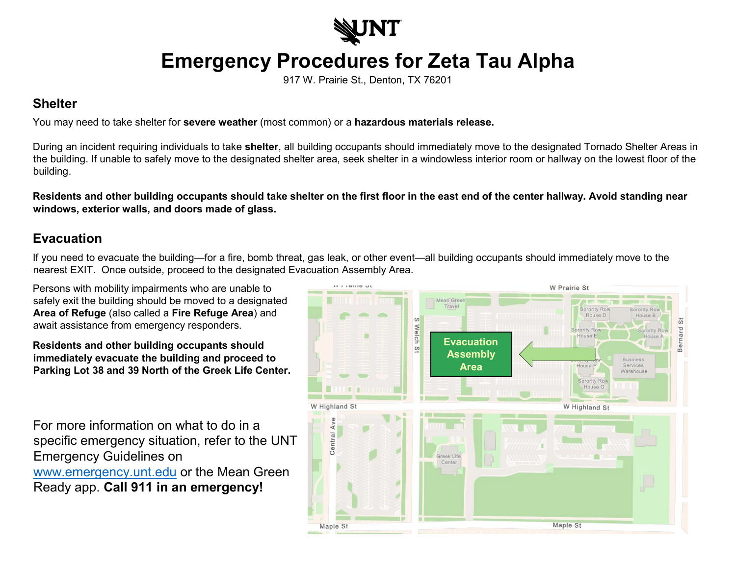# Emergency Procedures for Zeta Tau Alpha

917 W. Prairie St., Denton, TX 76201

## Shelter

You may need to take shelter for **severe weather** (most common) or a **hazardous materials release.**

During an incident requiring individuals to take **shelter**, all building occupants should immediately move to the designated Tornado Shelter Areas in the building. If unable to safely move to the designated shelter area, seek shelter in a windowless interior room or hallway on the lowest floor of the building.

**Residents and other building occupants should take shelter on the first floor in the east end of the center hallway. Avoid standing near windows, exterior walls, and doors made of glass.**

## Evacuation

If you need to evacuate the building—for a fire, bomb threat, gas leak, or other event—all building occupants should immediately move to the nearest EXIT. Once outside, proceed to the designated Evacuation Assembly Area.

Persons with mobility impairments who are unable to safely exit the building should be moved to a designated **Area of Refuge** (also called a **Fire Refuge Area**) and await assistance from emergency responders.

**Residents and other building occupants should immediately evacuate the building and proceed to Parking Lot 38 and 39 North of the Greek Life Center.**

For more information on what to do in a specific emergency situation, refer to the UNT Emergency Guidelines on www.emergency.unt.edu or the Mean Green Ready app. **Call 911 in an emergency!**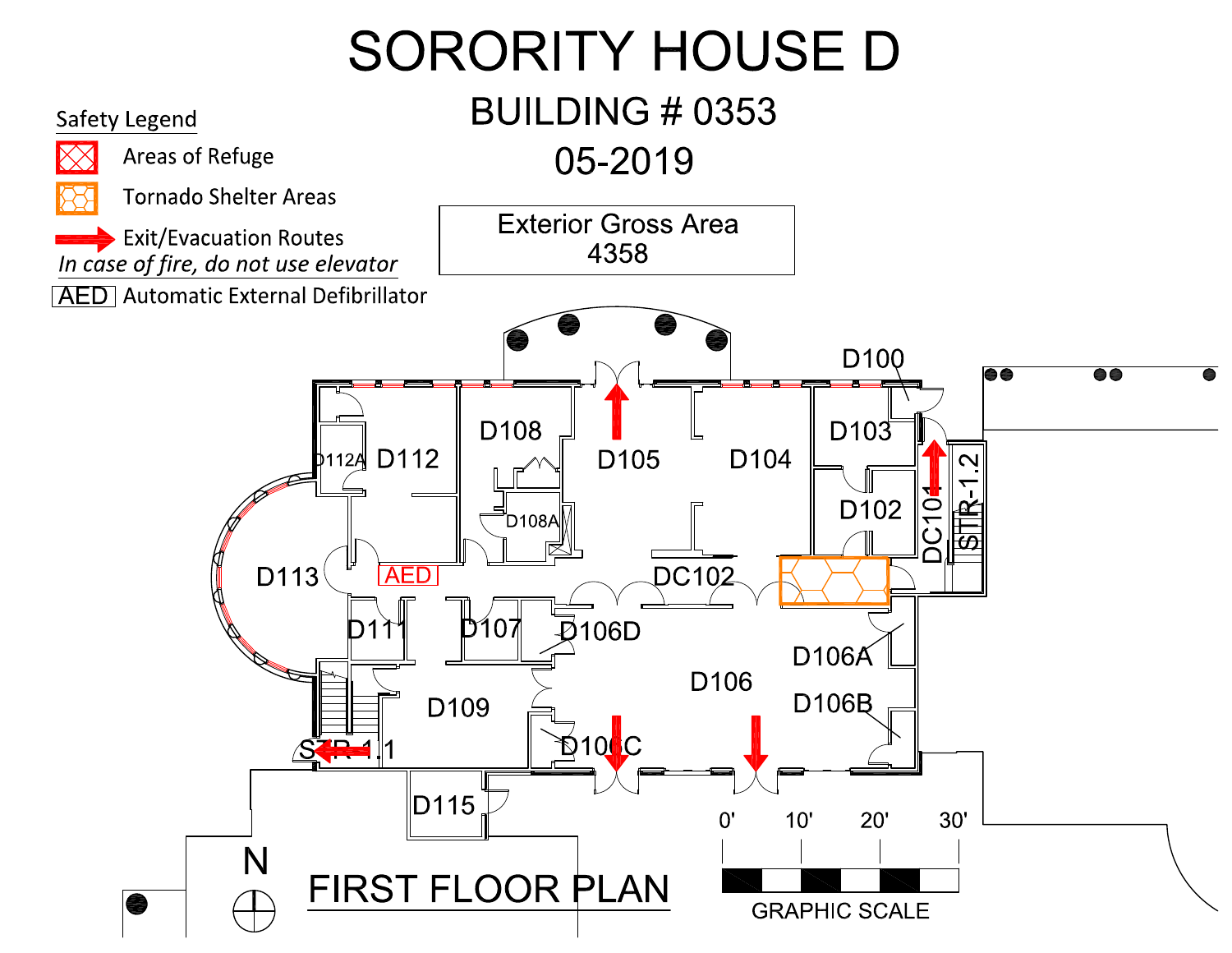# SORORITY HOUSE D

## BUILDING # 0353

## 05-2019

**Safety Legend**

- Areas of Refuge
- Tornado Shelter Areas
- Exit/Evacuation Routes

*In case of fire, do not use elevator*

- AED Automatic External Defibrillator

Exterior Gross Area
4358

D100

D103

D102

DC104

STR-1.2

D104

D105

D108

D108A

D112

D112A

D113

AED

DC102

D111

D107

D106D

D106A

D106

D106B

D109

D106C

STR-1.1

D115

N

FIRST FLOOR PLAN

0' 10' 20' 30'

GRAPHIC SCALE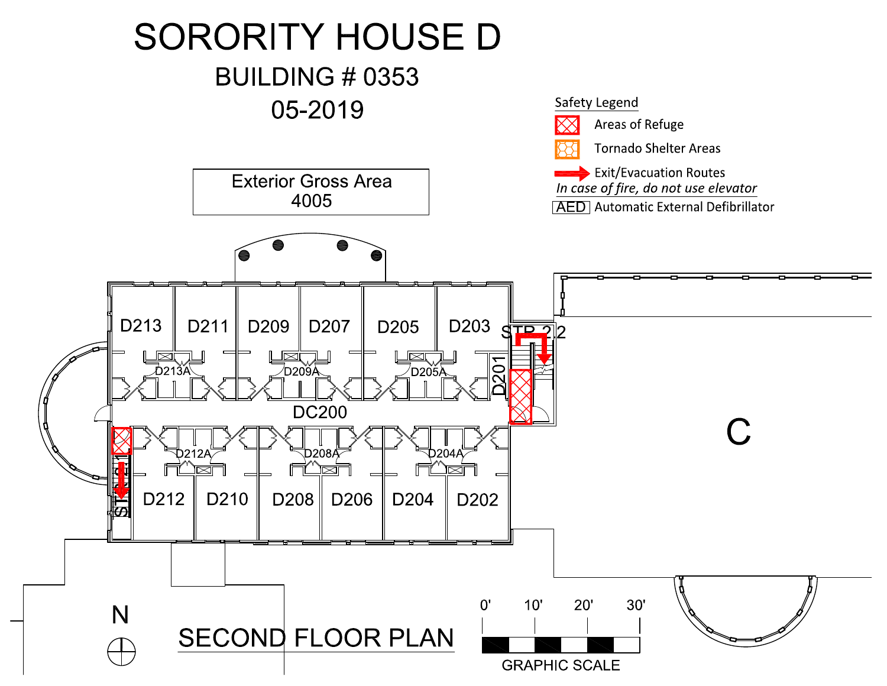# SORORITY HOUSE D

## BUILDING # 0353

## 05-2019

Exterior Gross Area
4005

Safety Legend

- Areas of Refuge
- Tornado Shelter Areas
- Exit/Evacuation Routes

*In case of fire, do not use elevator*

AED Automatic External Defibrillator

D213
D211
D209
D207
D205
D203
STR 2.2
D213A
D209A
D205A
D201
DC200
D212A
D208A
D204A
STR 2.1
D212
D210
D208
D206
D204
D202
C

N

SECOND FLOOR PLAN

0'
10'
20'
30'
GRAPHIC SCALE